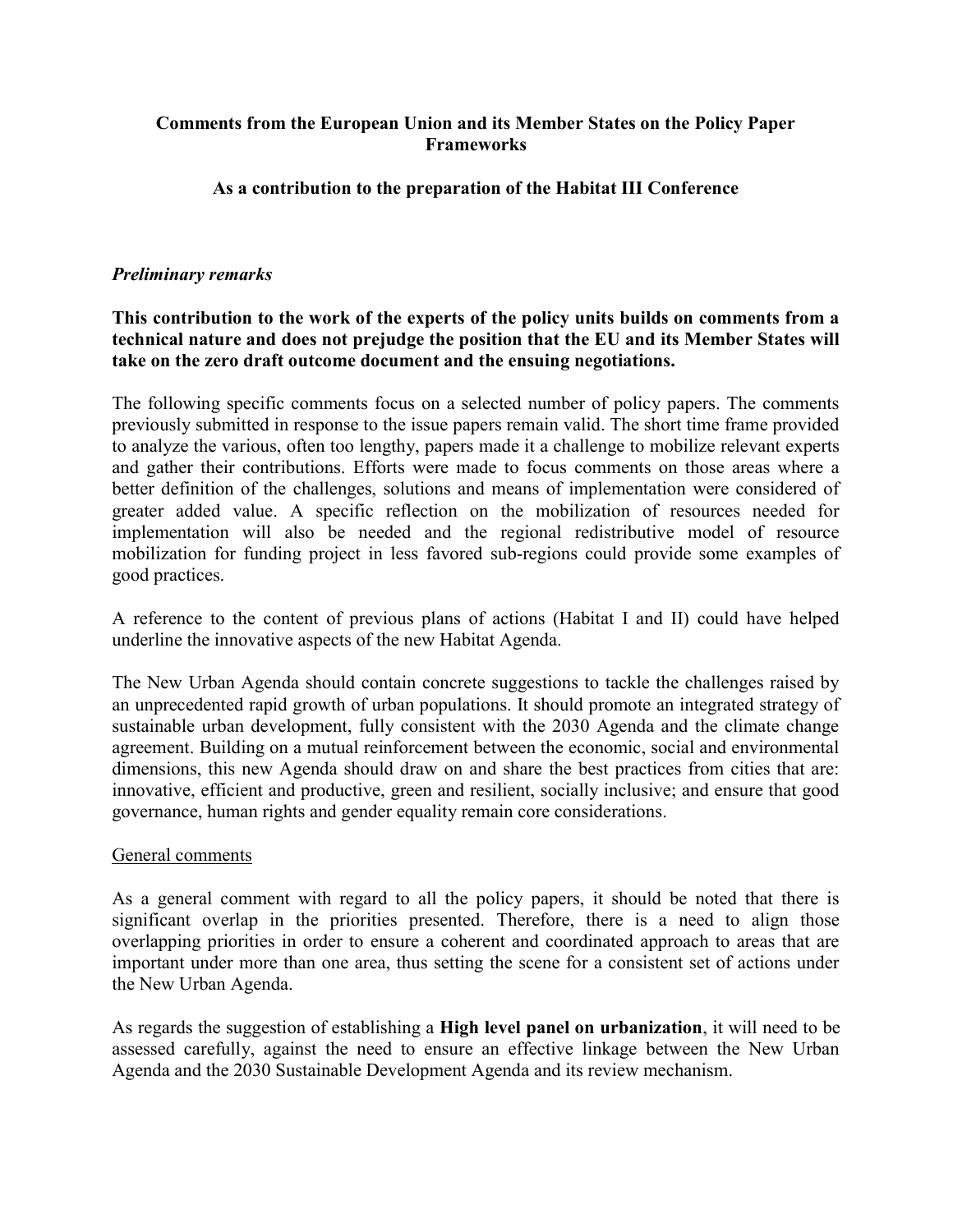**Comments from the European Union and its Member States on the Policy Paper Frameworks**

**As a contribution to the preparation of the Habitat III Conference**

***Preliminary remarks***

**This contribution to the work of the experts of the policy units builds on comments from a technical nature and does not prejudge the position that the EU and its Member States will take on the zero draft outcome document and the ensuing negotiations.**

The following specific comments focus on a selected number of policy papers. The comments previously submitted in response to the issue papers remain valid. The short time frame provided to analyze the various, often too lengthy, papers made it a challenge to mobilize relevant experts and gather their contributions. Efforts were made to focus comments on those areas where a better definition of the challenges, solutions and means of implementation were considered of greater added value. A specific reflection on the mobilization of resources needed for implementation will also be needed and the regional redistributive model of resource mobilization for funding project in less favored sub-regions could provide some examples of good practices.

A reference to the content of previous plans of actions (Habitat I and II) could have helped underline the innovative aspects of the new Habitat Agenda.

The New Urban Agenda should contain concrete suggestions to tackle the challenges raised by an unprecedented rapid growth of urban populations. It should promote an integrated strategy of sustainable urban development, fully consistent with the 2030 Agenda and the climate change agreement. Building on a mutual reinforcement between the economic, social and environmental dimensions, this new Agenda should draw on and share the best practices from cities that are: innovative, efficient and productive, green and resilient, socially inclusive; and ensure that good governance, human rights and gender equality remain core considerations.

<u>General comments</u>

As a general comment with regard to all the policy papers, it should be noted that there is significant overlap in the priorities presented. Therefore, there is a need to align those overlapping priorities in order to ensure a coherent and coordinated approach to areas that are important under more than one area, thus setting the scene for a consistent set of actions under the New Urban Agenda.

As regards the suggestion of establishing a **High level panel on urbanization**, it will need to be assessed carefully, against the need to ensure an effective linkage between the New Urban Agenda and the 2030 Sustainable Development Agenda and its review mechanism.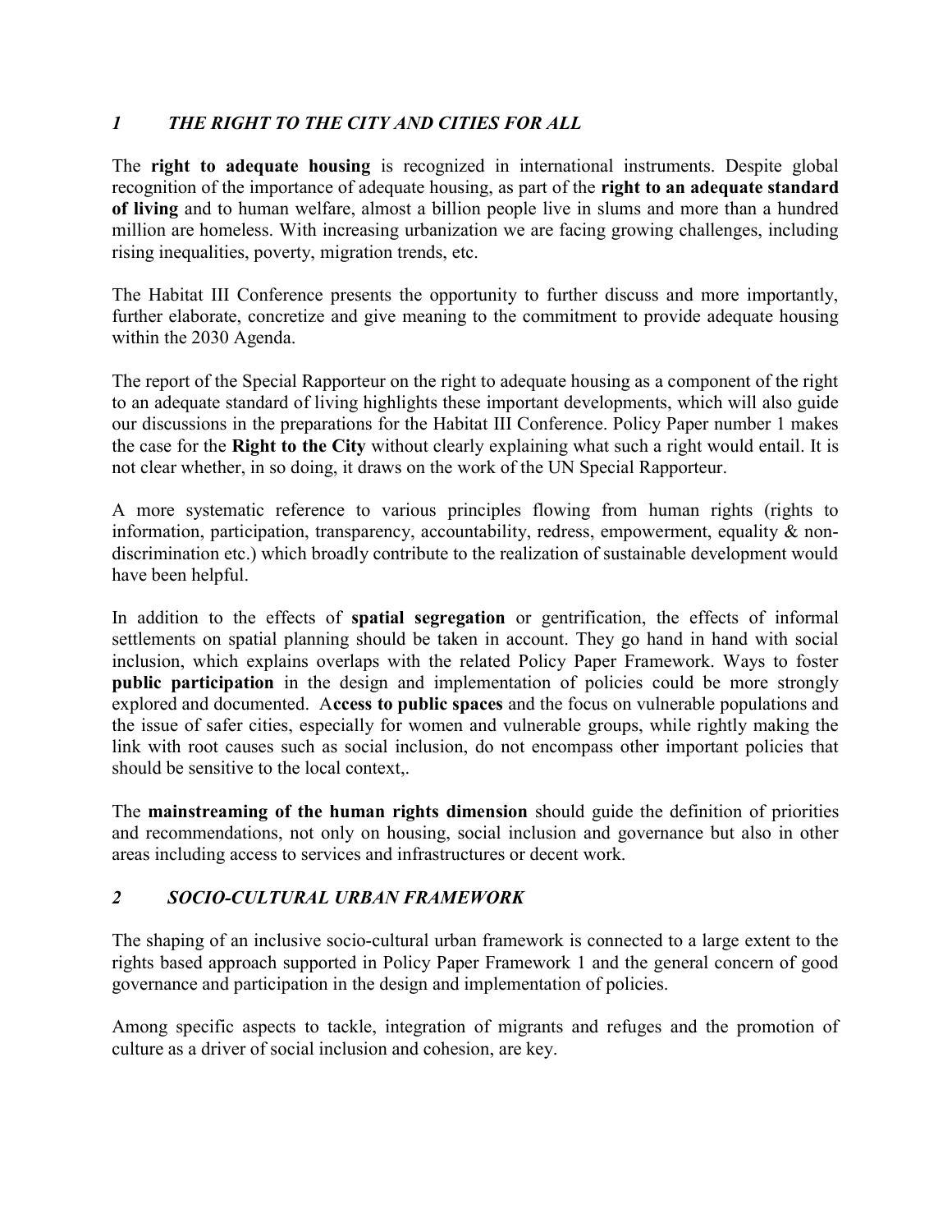## *1 THE RIGHT TO THE CITY AND CITIES FOR ALL*

The **right to adequate housing** is recognized in international instruments. Despite global recognition of the importance of adequate housing, as part of the **right to an adequate standard of living** and to human welfare, almost a billion people live in slums and more than a hundred million are homeless. With increasing urbanization we are facing growing challenges, including rising inequalities, poverty, migration trends, etc.

The Habitat III Conference presents the opportunity to further discuss and more importantly, further elaborate, concretize and give meaning to the commitment to provide adequate housing within the 2030 Agenda.

The report of the Special Rapporteur on the right to adequate housing as a component of the right to an adequate standard of living highlights these important developments, which will also guide our discussions in the preparations for the Habitat III Conference. Policy Paper number 1 makes the case for the **Right to the City** without clearly explaining what such a right would entail. It is not clear whether, in so doing, it draws on the work of the UN Special Rapporteur.

A more systematic reference to various principles flowing from human rights (rights to information, participation, transparency, accountability, redress, empowerment, equality & non-discrimination etc.) which broadly contribute to the realization of sustainable development would have been helpful.

In addition to the effects of **spatial segregation** or gentrification, the effects of informal settlements on spatial planning should be taken in account. They go hand in hand with social inclusion, which explains overlaps with the related Policy Paper Framework. Ways to foster **public participation** in the design and implementation of policies could be more strongly explored and documented. A**ccess to public spaces** and the focus on vulnerable populations and the issue of safer cities, especially for women and vulnerable groups, while rightly making the link with root causes such as social inclusion, do not encompass other important policies that should be sensitive to the local context,.

The **mainstreaming of the human rights dimension** should guide the definition of priorities and recommendations, not only on housing, social inclusion and governance but also in other areas including access to services and infrastructures or decent work.

## *2 SOCIO-CULTURAL URBAN FRAMEWORK*

The shaping of an inclusive socio-cultural urban framework is connected to a large extent to the rights based approach supported in Policy Paper Framework 1 and the general concern of good governance and participation in the design and implementation of policies.

Among specific aspects to tackle, integration of migrants and refuges and the promotion of culture as a driver of social inclusion and cohesion, are key.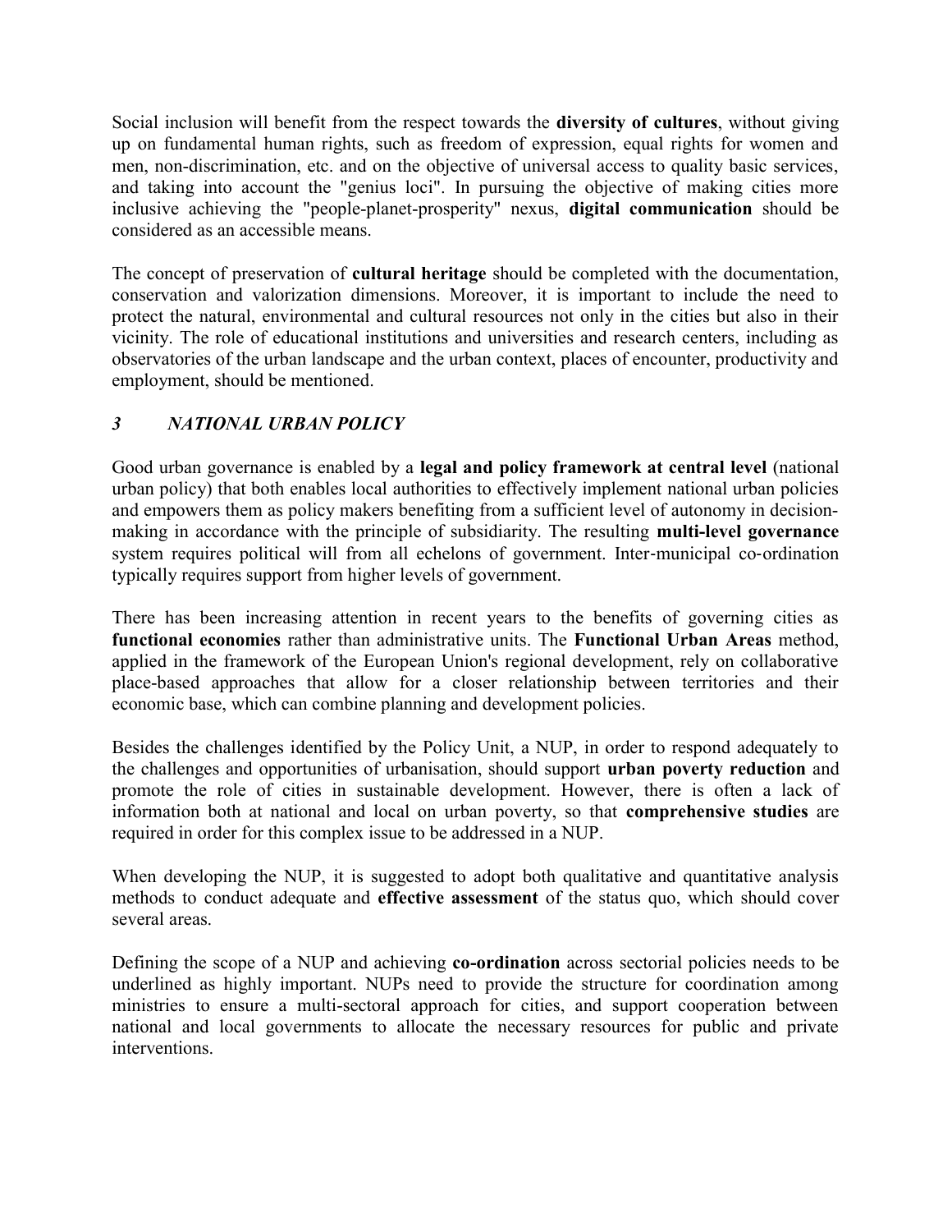Social inclusion will benefit from the respect towards the **diversity of cultures**, without giving up on fundamental human rights, such as freedom of expression, equal rights for women and men, non-discrimination, etc. and on the objective of universal access to quality basic services, and taking into account the "genius loci". In pursuing the objective of making cities more inclusive achieving the "people-planet-prosperity" nexus, **digital communication** should be considered as an accessible means.

The concept of preservation of **cultural heritage** should be completed with the documentation, conservation and valorization dimensions. Moreover, it is important to include the need to protect the natural, environmental and cultural resources not only in the cities but also in their vicinity. The role of educational institutions and universities and research centers, including as observatories of the urban landscape and the urban context, places of encounter, productivity and employment, should be mentioned.

## *3 NATIONAL URBAN POLICY*

Good urban governance is enabled by a **legal and policy framework at central level** (national urban policy) that both enables local authorities to effectively implement national urban policies and empowers them as policy makers benefiting from a sufficient level of autonomy in decision-making in accordance with the principle of subsidiarity. The resulting **multi-level governance** system requires political will from all echelons of government. Inter-municipal co-ordination typically requires support from higher levels of government.

There has been increasing attention in recent years to the benefits of governing cities as **functional economies** rather than administrative units. The **Functional Urban Areas** method, applied in the framework of the European Union's regional development, rely on collaborative place-based approaches that allow for a closer relationship between territories and their economic base, which can combine planning and development policies.

Besides the challenges identified by the Policy Unit, a NUP, in order to respond adequately to the challenges and opportunities of urbanisation, should support **urban poverty reduction** and promote the role of cities in sustainable development. However, there is often a lack of information both at national and local on urban poverty, so that **comprehensive studies** are required in order for this complex issue to be addressed in a NUP.

When developing the NUP, it is suggested to adopt both qualitative and quantitative analysis methods to conduct adequate and **effective assessment** of the status quo, which should cover several areas.

Defining the scope of a NUP and achieving **co-ordination** across sectorial policies needs to be underlined as highly important. NUPs need to provide the structure for coordination among ministries to ensure a multi-sectoral approach for cities, and support cooperation between national and local governments to allocate the necessary resources for public and private interventions.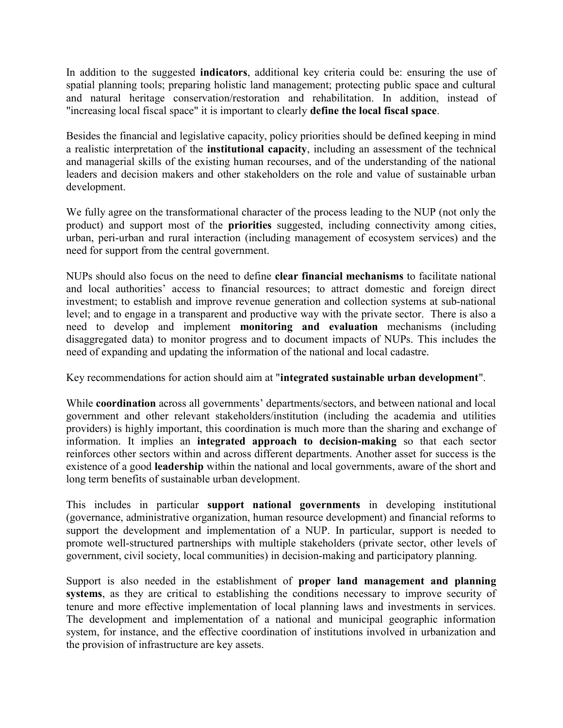In addition to the suggested **indicators**, additional key criteria could be: ensuring the use of spatial planning tools; preparing holistic land management; protecting public space and cultural and natural heritage conservation/restoration and rehabilitation. In addition, instead of "increasing local fiscal space" it is important to clearly **define the local fiscal space**.

Besides the financial and legislative capacity, policy priorities should be defined keeping in mind a realistic interpretation of the **institutional capacity**, including an assessment of the technical and managerial skills of the existing human recourses, and of the understanding of the national leaders and decision makers and other stakeholders on the role and value of sustainable urban development.

We fully agree on the transformational character of the process leading to the NUP (not only the product) and support most of the **priorities** suggested, including connectivity among cities, urban, peri-urban and rural interaction (including management of ecosystem services) and the need for support from the central government.

NUPs should also focus on the need to define **clear financial mechanisms** to facilitate national and local authorities' access to financial resources; to attract domestic and foreign direct investment; to establish and improve revenue generation and collection systems at sub-national level; and to engage in a transparent and productive way with the private sector. There is also a need to develop and implement **monitoring and evaluation** mechanisms (including disaggregated data) to monitor progress and to document impacts of NUPs. This includes the need of expanding and updating the information of the national and local cadastre.

Key recommendations for action should aim at "**integrated sustainable urban development**".

While **coordination** across all governments' departments/sectors, and between national and local government and other relevant stakeholders/institution (including the academia and utilities providers) is highly important, this coordination is much more than the sharing and exchange of information. It implies an **integrated approach to decision-making** so that each sector reinforces other sectors within and across different departments. Another asset for success is the existence of a good **leadership** within the national and local governments, aware of the short and long term benefits of sustainable urban development.

This includes in particular **support national governments** in developing institutional (governance, administrative organization, human resource development) and financial reforms to support the development and implementation of a NUP. In particular, support is needed to promote well-structured partnerships with multiple stakeholders (private sector, other levels of government, civil society, local communities) in decision-making and participatory planning.

Support is also needed in the establishment of **proper land management and planning systems**, as they are critical to establishing the conditions necessary to improve security of tenure and more effective implementation of local planning laws and investments in services. The development and implementation of a national and municipal geographic information system, for instance, and the effective coordination of institutions involved in urbanization and the provision of infrastructure are key assets.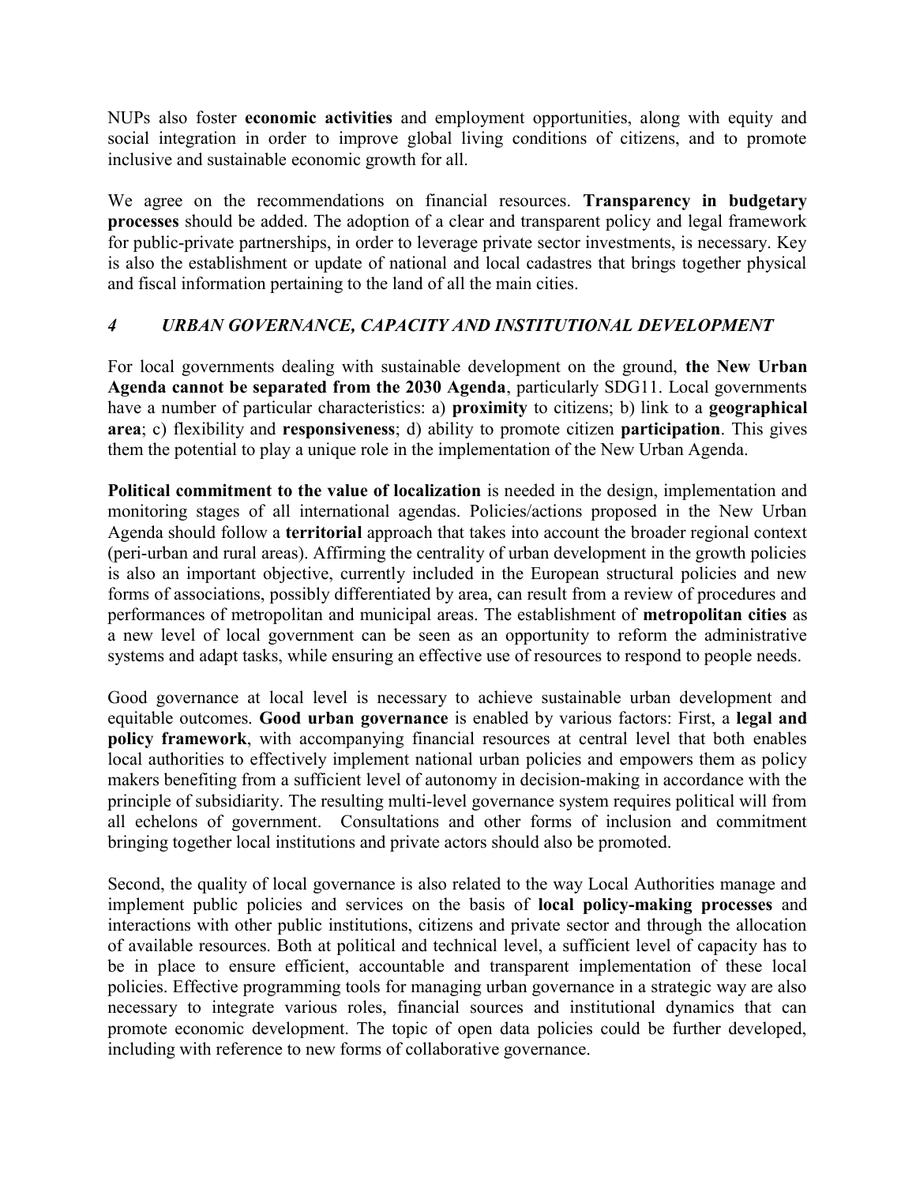NUPs also foster **economic activities** and employment opportunities, along with equity and social integration in order to improve global living conditions of citizens, and to promote inclusive and sustainable economic growth for all.

We agree on the recommendations on financial resources. **Transparency in budgetary processes** should be added. The adoption of a clear and transparent policy and legal framework for public-private partnerships, in order to leverage private sector investments, is necessary. Key is also the establishment or update of national and local cadastres that brings together physical and fiscal information pertaining to the land of all the main cities.

## *4 URBAN GOVERNANCE, CAPACITY AND INSTITUTIONAL DEVELOPMENT*

For local governments dealing with sustainable development on the ground, **the New Urban Agenda cannot be separated from the 2030 Agenda**, particularly SDG11. Local governments have a number of particular characteristics: a) **proximity** to citizens; b) link to a **geographical area**; c) flexibility and **responsiveness**; d) ability to promote citizen **participation**. This gives them the potential to play a unique role in the implementation of the New Urban Agenda.

**Political commitment to the value of localization** is needed in the design, implementation and monitoring stages of all international agendas. Policies/actions proposed in the New Urban Agenda should follow a **territorial** approach that takes into account the broader regional context (peri-urban and rural areas). Affirming the centrality of urban development in the growth policies is also an important objective, currently included in the European structural policies and new forms of associations, possibly differentiated by area, can result from a review of procedures and performances of metropolitan and municipal areas. The establishment of **metropolitan cities** as a new level of local government can be seen as an opportunity to reform the administrative systems and adapt tasks, while ensuring an effective use of resources to respond to people needs.

Good governance at local level is necessary to achieve sustainable urban development and equitable outcomes. **Good urban governance** is enabled by various factors: First, a **legal and policy framework**, with accompanying financial resources at central level that both enables local authorities to effectively implement national urban policies and empowers them as policy makers benefiting from a sufficient level of autonomy in decision-making in accordance with the principle of subsidiarity. The resulting multi-level governance system requires political will from all echelons of government. Consultations and other forms of inclusion and commitment bringing together local institutions and private actors should also be promoted.

Second, the quality of local governance is also related to the way Local Authorities manage and implement public policies and services on the basis of **local policy-making processes** and interactions with other public institutions, citizens and private sector and through the allocation of available resources. Both at political and technical level, a sufficient level of capacity has to be in place to ensure efficient, accountable and transparent implementation of these local policies. Effective programming tools for managing urban governance in a strategic way are also necessary to integrate various roles, financial sources and institutional dynamics that can promote economic development. The topic of open data policies could be further developed, including with reference to new forms of collaborative governance.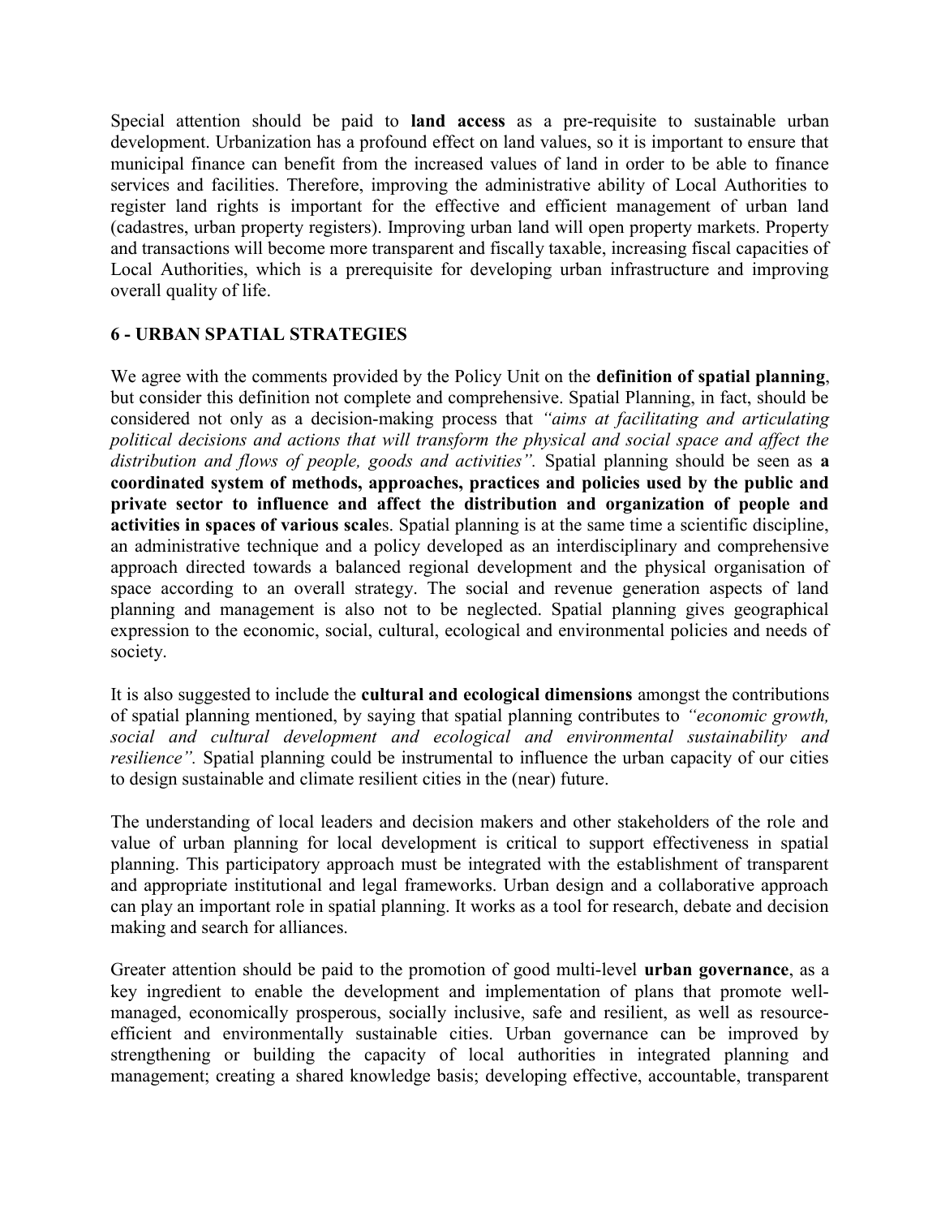Special attention should be paid to **land access** as a pre-requisite to sustainable urban development. Urbanization has a profound effect on land values, so it is important to ensure that municipal finance can benefit from the increased values of land in order to be able to finance services and facilities. Therefore, improving the administrative ability of Local Authorities to register land rights is important for the effective and efficient management of urban land (cadastres, urban property registers). Improving urban land will open property markets. Property and transactions will become more transparent and fiscally taxable, increasing fiscal capacities of Local Authorities, which is a prerequisite for developing urban infrastructure and improving overall quality of life.

## 6 - URBAN SPATIAL STRATEGIES

We agree with the comments provided by the Policy Unit on the **definition of spatial planning**, but consider this definition not complete and comprehensive. Spatial Planning, in fact, should be considered not only as a decision-making process that *"aims at facilitating and articulating political decisions and actions that will transform the physical and social space and affect the distribution and flows of people, goods and activities"*. Spatial planning should be seen as **a coordinated system of methods, approaches, practices and policies used by the public and private sector to influence and affect the distribution and organization of people and activities in spaces of various scale**s. Spatial planning is at the same time a scientific discipline, an administrative technique and a policy developed as an interdisciplinary and comprehensive approach directed towards a balanced regional development and the physical organisation of space according to an overall strategy. The social and revenue generation aspects of land planning and management is also not to be neglected. Spatial planning gives geographical expression to the economic, social, cultural, ecological and environmental policies and needs of society.

It is also suggested to include the **cultural and ecological dimensions** amongst the contributions of spatial planning mentioned, by saying that spatial planning contributes to *"economic growth, social and cultural development and ecological and environmental sustainability and resilience"*. Spatial planning could be instrumental to influence the urban capacity of our cities to design sustainable and climate resilient cities in the (near) future.

The understanding of local leaders and decision makers and other stakeholders of the role and value of urban planning for local development is critical to support effectiveness in spatial planning. This participatory approach must be integrated with the establishment of transparent and appropriate institutional and legal frameworks. Urban design and a collaborative approach can play an important role in spatial planning. It works as a tool for research, debate and decision making and search for alliances.

Greater attention should be paid to the promotion of good multi-level **urban governance**, as a key ingredient to enable the development and implementation of plans that promote well-managed, economically prosperous, socially inclusive, safe and resilient, as well as resource-efficient and environmentally sustainable cities. Urban governance can be improved by strengthening or building the capacity of local authorities in integrated planning and management; creating a shared knowledge basis; developing effective, accountable, transparent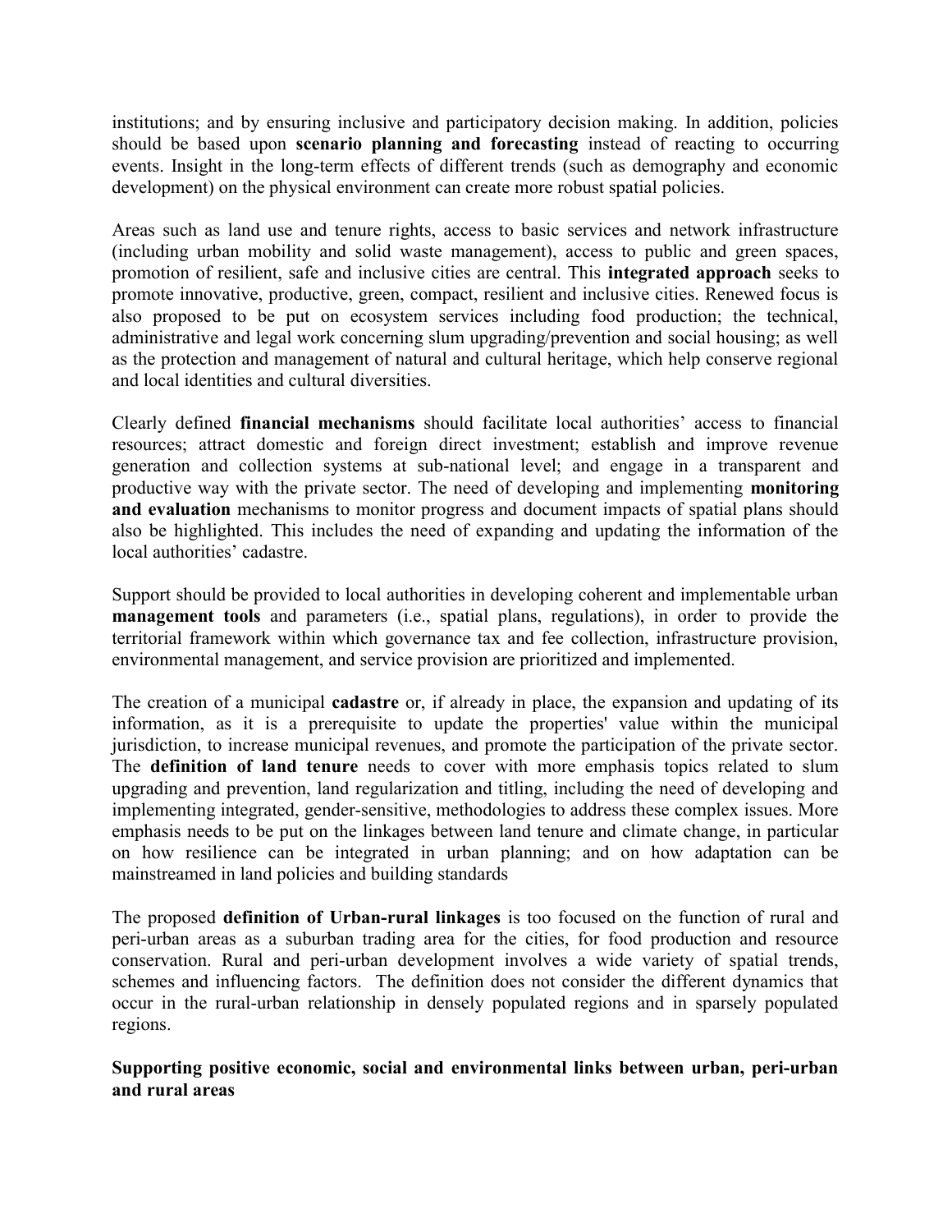institutions; and by ensuring inclusive and participatory decision making. In addition, policies should be based upon **scenario planning and forecasting** instead of reacting to occurring events. Insight in the long-term effects of different trends (such as demography and economic development) on the physical environment can create more robust spatial policies.

Areas such as land use and tenure rights, access to basic services and network infrastructure (including urban mobility and solid waste management), access to public and green spaces, promotion of resilient, safe and inclusive cities are central. This **integrated approach** seeks to promote innovative, productive, green, compact, resilient and inclusive cities. Renewed focus is also proposed to be put on ecosystem services including food production; the technical, administrative and legal work concerning slum upgrading/prevention and social housing; as well as the protection and management of natural and cultural heritage, which help conserve regional and local identities and cultural diversities.

Clearly defined **financial mechanisms** should facilitate local authorities' access to financial resources; attract domestic and foreign direct investment; establish and improve revenue generation and collection systems at sub-national level; and engage in a transparent and productive way with the private sector. The need of developing and implementing **monitoring and evaluation** mechanisms to monitor progress and document impacts of spatial plans should also be highlighted. This includes the need of expanding and updating the information of the local authorities' cadastre.

Support should be provided to local authorities in developing coherent and implementable urban **management tools** and parameters (i.e., spatial plans, regulations), in order to provide the territorial framework within which governance tax and fee collection, infrastructure provision, environmental management, and service provision are prioritized and implemented.

The creation of a municipal **cadastre** or, if already in place, the expansion and updating of its information, as it is a prerequisite to update the properties' value within the municipal jurisdiction, to increase municipal revenues, and promote the participation of the private sector. The **definition of land tenure** needs to cover with more emphasis topics related to slum upgrading and prevention, land regularization and titling, including the need of developing and implementing integrated, gender-sensitive, methodologies to address these complex issues. More emphasis needs to be put on the linkages between land tenure and climate change, in particular on how resilience can be integrated in urban planning; and on how adaptation can be mainstreamed in land policies and building standards

The proposed **definition of Urban-rural linkages** is too focused on the function of rural and peri-urban areas as a suburban trading area for the cities, for food production and resource conservation. Rural and peri-urban development involves a wide variety of spatial trends, schemes and influencing factors. The definition does not consider the different dynamics that occur in the rural-urban relationship in densely populated regions and in sparsely populated regions.

**Supporting positive economic, social and environmental links between urban, peri-urban and rural areas**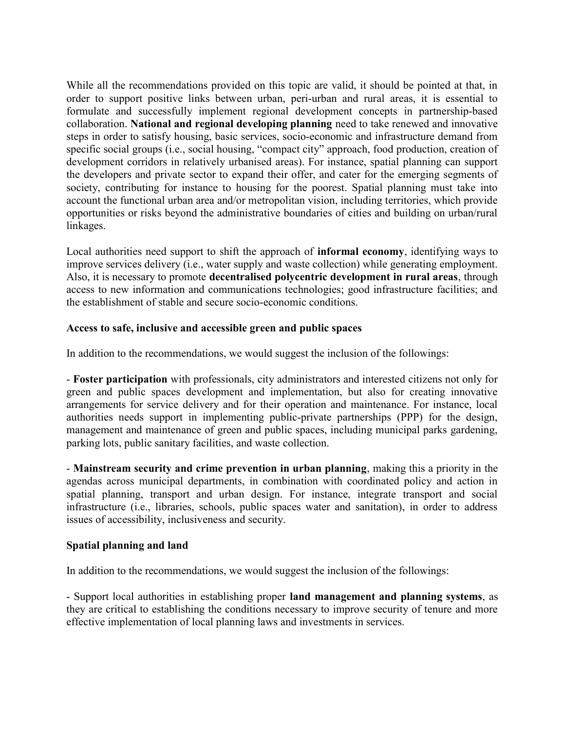While all the recommendations provided on this topic are valid, it should be pointed at that, in order to support positive links between urban, peri-urban and rural areas, it is essential to formulate and successfully implement regional development concepts in partnership-based collaboration. **National and regional developing planning** need to take renewed and innovative steps in order to satisfy housing, basic services, socio-economic and infrastructure demand from specific social groups (i.e., social housing, "compact city" approach, food production, creation of development corridors in relatively urbanised areas). For instance, spatial planning can support the developers and private sector to expand their offer, and cater for the emerging segments of society, contributing for instance to housing for the poorest. Spatial planning must take into account the functional urban area and/or metropolitan vision, including territories, which provide opportunities or risks beyond the administrative boundaries of cities and building on urban/rural linkages.

Local authorities need support to shift the approach of **informal economy**, identifying ways to improve services delivery (i.e., water supply and waste collection) while generating employment. Also, it is necessary to promote **decentralised polycentric development in rural areas**, through access to new information and communications technologies; good infrastructure facilities; and the establishment of stable and secure socio-economic conditions.

**Access to safe, inclusive and accessible green and public spaces**

In addition to the recommendations, we would suggest the inclusion of the followings:

- **Foster participation** with professionals, city administrators and interested citizens not only for green and public spaces development and implementation, but also for creating innovative arrangements for service delivery and for their operation and maintenance. For instance, local authorities needs support in implementing public-private partnerships (PPP) for the design, management and maintenance of green and public spaces, including municipal parks gardening, parking lots, public sanitary facilities, and waste collection.

- **Mainstream security and crime prevention in urban planning**, making this a priority in the agendas across municipal departments, in combination with coordinated policy and action in spatial planning, transport and urban design. For instance, integrate transport and social infrastructure (i.e., libraries, schools, public spaces water and sanitation), in order to address issues of accessibility, inclusiveness and security.

**Spatial planning and land**

In addition to the recommendations, we would suggest the inclusion of the followings:

- Support local authorities in establishing proper **land management and planning systems**, as they are critical to establishing the conditions necessary to improve security of tenure and more effective implementation of local planning laws and investments in services.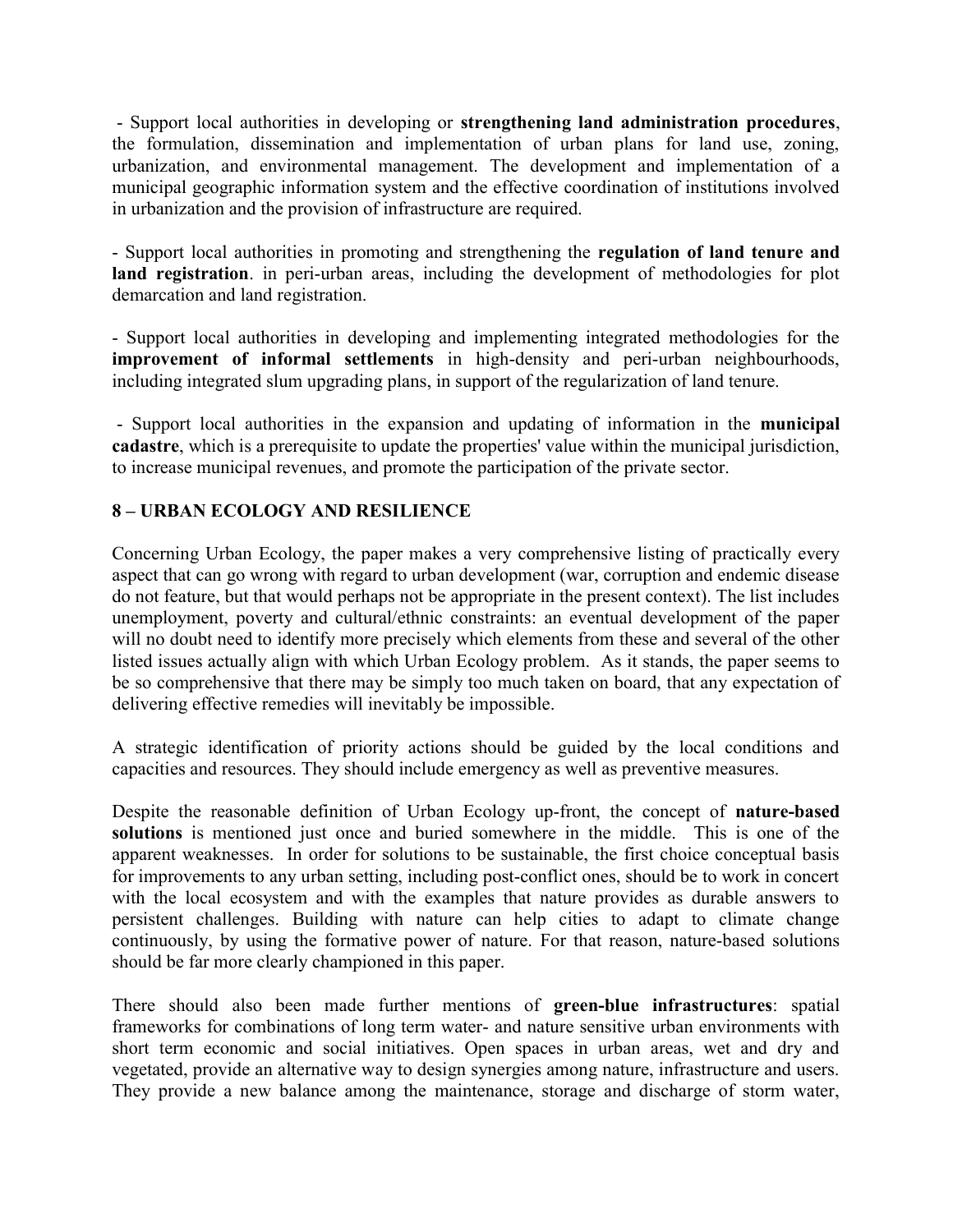- Support local authorities in developing or **strengthening land administration procedures**, the formulation, dissemination and implementation of urban plans for land use, zoning, urbanization, and environmental management. The development and implementation of a municipal geographic information system and the effective coordination of institutions involved in urbanization and the provision of infrastructure are required.

- Support local authorities in promoting and strengthening the **regulation of land tenure and land registration**. in peri-urban areas, including the development of methodologies for plot demarcation and land registration.

- Support local authorities in developing and implementing integrated methodologies for the **improvement of informal settlements** in high-density and peri-urban neighbourhoods, including integrated slum upgrading plans, in support of the regularization of land tenure.

- Support local authorities in the expansion and updating of information in the **municipal cadastre**, which is a prerequisite to update the properties' value within the municipal jurisdiction, to increase municipal revenues, and promote the participation of the private sector.

## 8 – URBAN ECOLOGY AND RESILIENCE

Concerning Urban Ecology, the paper makes a very comprehensive listing of practically every aspect that can go wrong with regard to urban development (war, corruption and endemic disease do not feature, but that would perhaps not be appropriate in the present context). The list includes unemployment, poverty and cultural/ethnic constraints: an eventual development of the paper will no doubt need to identify more precisely which elements from these and several of the other listed issues actually align with which Urban Ecology problem. As it stands, the paper seems to be so comprehensive that there may be simply too much taken on board, that any expectation of delivering effective remedies will inevitably be impossible.

A strategic identification of priority actions should be guided by the local conditions and capacities and resources. They should include emergency as well as preventive measures.

Despite the reasonable definition of Urban Ecology up-front, the concept of **nature-based solutions** is mentioned just once and buried somewhere in the middle. This is one of the apparent weaknesses. In order for solutions to be sustainable, the first choice conceptual basis for improvements to any urban setting, including post-conflict ones, should be to work in concert with the local ecosystem and with the examples that nature provides as durable answers to persistent challenges. Building with nature can help cities to adapt to climate change continuously, by using the formative power of nature. For that reason, nature-based solutions should be far more clearly championed in this paper.

There should also been made further mentions of **green-blue infrastructures**: spatial frameworks for combinations of long term water- and nature sensitive urban environments with short term economic and social initiatives. Open spaces in urban areas, wet and dry and vegetated, provide an alternative way to design synergies among nature, infrastructure and users. They provide a new balance among the maintenance, storage and discharge of storm water,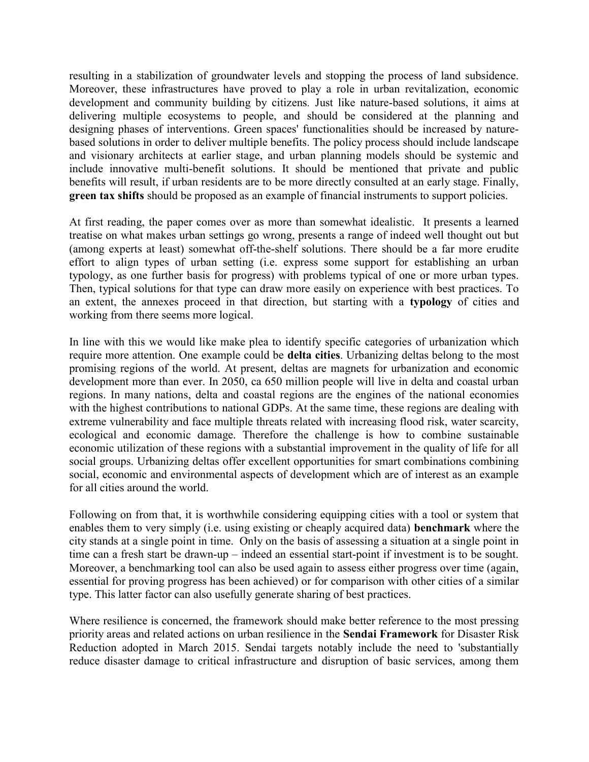resulting in a stabilization of groundwater levels and stopping the process of land subsidence. Moreover, these infrastructures have proved to play a role in urban revitalization, economic development and community building by citizens. Just like nature-based solutions, it aims at delivering multiple ecosystems to people, and should be considered at the planning and designing phases of interventions. Green spaces' functionalities should be increased by nature-based solutions in order to deliver multiple benefits. The policy process should include landscape and visionary architects at earlier stage, and urban planning models should be systemic and include innovative multi-benefit solutions. It should be mentioned that private and public benefits will result, if urban residents are to be more directly consulted at an early stage. Finally, **green tax shifts** should be proposed as an example of financial instruments to support policies.

At first reading, the paper comes over as more than somewhat idealistic. It presents a learned treatise on what makes urban settings go wrong, presents a range of indeed well thought out but (among experts at least) somewhat off-the-shelf solutions. There should be a far more erudite effort to align types of urban setting (i.e. express some support for establishing an urban typology, as one further basis for progress) with problems typical of one or more urban types. Then, typical solutions for that type can draw more easily on experience with best practices. To an extent, the annexes proceed in that direction, but starting with a **typology** of cities and working from there seems more logical.

In line with this we would like make plea to identify specific categories of urbanization which require more attention. One example could be **delta cities**. Urbanizing deltas belong to the most promising regions of the world. At present, deltas are magnets for urbanization and economic development more than ever. In 2050, ca 650 million people will live in delta and coastal urban regions. In many nations, delta and coastal regions are the engines of the national economies with the highest contributions to national GDPs. At the same time, these regions are dealing with extreme vulnerability and face multiple threats related with increasing flood risk, water scarcity, ecological and economic damage. Therefore the challenge is how to combine sustainable economic utilization of these regions with a substantial improvement in the quality of life for all social groups. Urbanizing deltas offer excellent opportunities for smart combinations combining social, economic and environmental aspects of development which are of interest as an example for all cities around the world.

Following on from that, it is worthwhile considering equipping cities with a tool or system that enables them to very simply (i.e. using existing or cheaply acquired data) **benchmark** where the city stands at a single point in time. Only on the basis of assessing a situation at a single point in time can a fresh start be drawn-up – indeed an essential start-point if investment is to be sought. Moreover, a benchmarking tool can also be used again to assess either progress over time (again, essential for proving progress has been achieved) or for comparison with other cities of a similar type. This latter factor can also usefully generate sharing of best practices.

Where resilience is concerned, the framework should make better reference to the most pressing priority areas and related actions on urban resilience in the **Sendai Framework** for Disaster Risk Reduction adopted in March 2015. Sendai targets notably include the need to 'substantially reduce disaster damage to critical infrastructure and disruption of basic services, among them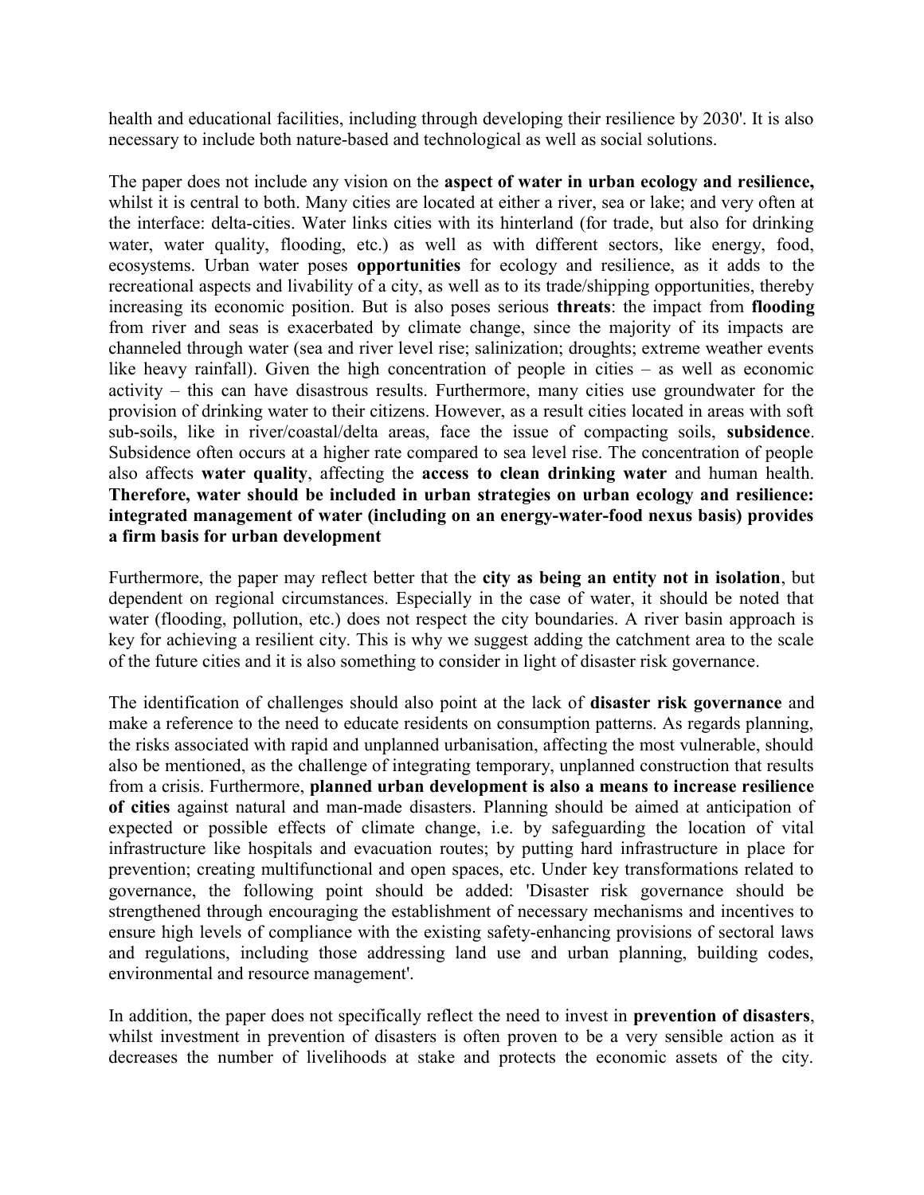health and educational facilities, including through developing their resilience by 2030'. It is also necessary to include both nature-based and technological as well as social solutions.

The paper does not include any vision on the **aspect of water in urban ecology and resilience,** whilst it is central to both. Many cities are located at either a river, sea or lake; and very often at the interface: delta-cities. Water links cities with its hinterland (for trade, but also for drinking water, water quality, flooding, etc.) as well as with different sectors, like energy, food, ecosystems. Urban water poses **opportunities** for ecology and resilience, as it adds to the recreational aspects and livability of a city, as well as to its trade/shipping opportunities, thereby increasing its economic position. But is also poses serious **threats**: the impact from **flooding** from river and seas is exacerbated by climate change, since the majority of its impacts are channeled through water (sea and river level rise; salinization; droughts; extreme weather events like heavy rainfall). Given the high concentration of people in cities – as well as economic activity – this can have disastrous results. Furthermore, many cities use groundwater for the provision of drinking water to their citizens. However, as a result cities located in areas with soft sub-soils, like in river/coastal/delta areas, face the issue of compacting soils, **subsidence**. Subsidence often occurs at a higher rate compared to sea level rise. The concentration of people also affects **water quality**, affecting the **access to clean drinking water** and human health. **Therefore, water should be included in urban strategies on urban ecology and resilience: integrated management of water (including on an energy-water-food nexus basis) provides a firm basis for urban development**

Furthermore, the paper may reflect better that the **city as being an entity not in isolation**, but dependent on regional circumstances. Especially in the case of water, it should be noted that water (flooding, pollution, etc.) does not respect the city boundaries. A river basin approach is key for achieving a resilient city. This is why we suggest adding the catchment area to the scale of the future cities and it is also something to consider in light of disaster risk governance.

The identification of challenges should also point at the lack of **disaster risk governance** and make a reference to the need to educate residents on consumption patterns. As regards planning, the risks associated with rapid and unplanned urbanisation, affecting the most vulnerable, should also be mentioned, as the challenge of integrating temporary, unplanned construction that results from a crisis. Furthermore, **planned urban development is also a means to increase resilience of cities** against natural and man-made disasters. Planning should be aimed at anticipation of expected or possible effects of climate change, i.e. by safeguarding the location of vital infrastructure like hospitals and evacuation routes; by putting hard infrastructure in place for prevention; creating multifunctional and open spaces, etc. Under key transformations related to governance, the following point should be added: 'Disaster risk governance should be strengthened through encouraging the establishment of necessary mechanisms and incentives to ensure high levels of compliance with the existing safety-enhancing provisions of sectoral laws and regulations, including those addressing land use and urban planning, building codes, environmental and resource management'.

In addition, the paper does not specifically reflect the need to invest in **prevention of disasters**, whilst investment in prevention of disasters is often proven to be a very sensible action as it decreases the number of livelihoods at stake and protects the economic assets of the city.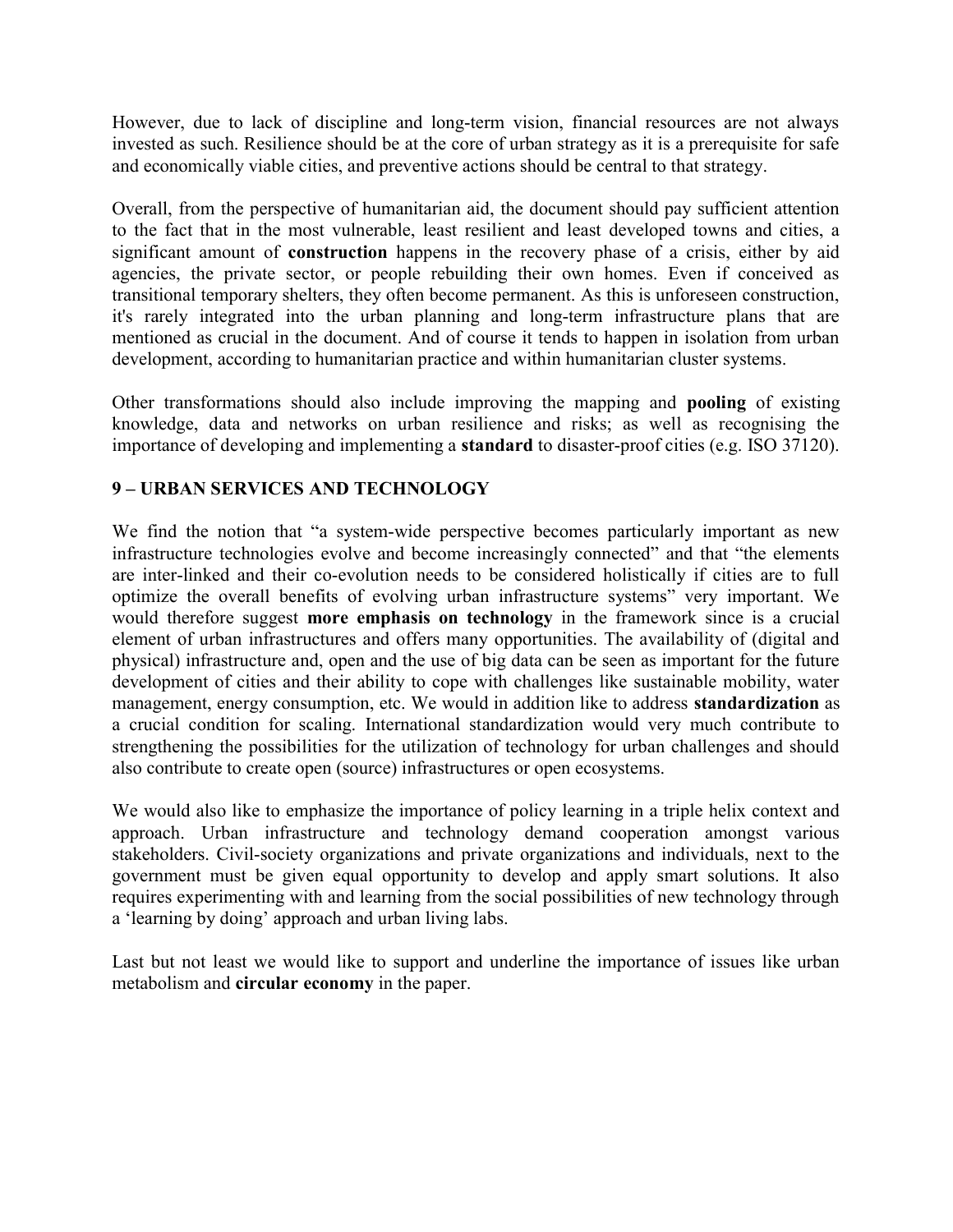However, due to lack of discipline and long-term vision, financial resources are not always invested as such. Resilience should be at the core of urban strategy as it is a prerequisite for safe and economically viable cities, and preventive actions should be central to that strategy.

Overall, from the perspective of humanitarian aid, the document should pay sufficient attention to the fact that in the most vulnerable, least resilient and least developed towns and cities, a significant amount of **construction** happens in the recovery phase of a crisis, either by aid agencies, the private sector, or people rebuilding their own homes. Even if conceived as transitional temporary shelters, they often become permanent. As this is unforeseen construction, it's rarely integrated into the urban planning and long-term infrastructure plans that are mentioned as crucial in the document. And of course it tends to happen in isolation from urban development, according to humanitarian practice and within humanitarian cluster systems.

Other transformations should also include improving the mapping and **pooling** of existing knowledge, data and networks on urban resilience and risks; as well as recognising the importance of developing and implementing a **standard** to disaster-proof cities (e.g. ISO 37120).

## 9 – URBAN SERVICES AND TECHNOLOGY

We find the notion that "a system-wide perspective becomes particularly important as new infrastructure technologies evolve and become increasingly connected" and that "the elements are inter-linked and their co-evolution needs to be considered holistically if cities are to full optimize the overall benefits of evolving urban infrastructure systems" very important. We would therefore suggest **more emphasis on technology** in the framework since is a crucial element of urban infrastructures and offers many opportunities. The availability of (digital and physical) infrastructure and, open and the use of big data can be seen as important for the future development of cities and their ability to cope with challenges like sustainable mobility, water management, energy consumption, etc. We would in addition like to address **standardization** as a crucial condition for scaling. International standardization would very much contribute to strengthening the possibilities for the utilization of technology for urban challenges and should also contribute to create open (source) infrastructures or open ecosystems.

We would also like to emphasize the importance of policy learning in a triple helix context and approach. Urban infrastructure and technology demand cooperation amongst various stakeholders. Civil-society organizations and private organizations and individuals, next to the government must be given equal opportunity to develop and apply smart solutions. It also requires experimenting with and learning from the social possibilities of new technology through a 'learning by doing' approach and urban living labs.

Last but not least we would like to support and underline the importance of issues like urban metabolism and **circular economy** in the paper.